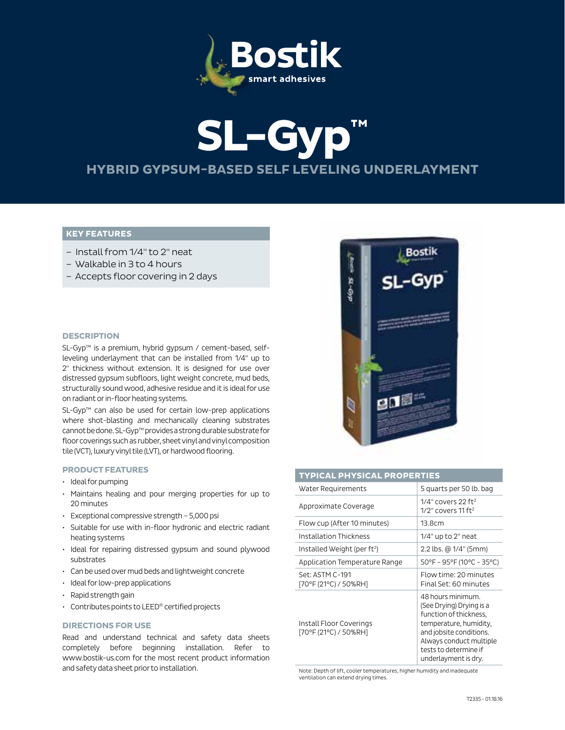Bostik

smart adhesives

# SL-Gyp™

## HYBRID GYPSUM-BASED SELF LEVELING UNDERLAYMENT

### KEY FEATURES

- Install from 1/4" to 2" neat
- Walkable in 3 to 4 hours
- Accepts floor covering in 2 days

### DESCRIPTION

SL-Gyp™ is a premium, hybrid gypsum / cement-based, self-leveling underlayment that can be installed from 1/4" up to 2" thickness without extension. It is designed for use over distressed gypsum subfloors, light weight concrete, mud beds, structurally sound wood, adhesive residue and it is ideal for use on radiant or in-floor heating systems.

SL-Gyp™ can also be used for certain low-prep applications where shot-blasting and mechanically cleaning substrates cannot be done. SL-Gyp™ provides a strong durable substrate for floor coverings such as rubber, sheet vinyl and vinyl composition tile (VCT), luxury vinyl tile (LVT), or hardwood flooring.

### PRODUCT FEATURES

- Ideal for pumping
- Maintains healing and pour merging properties for up to 20 minutes
- Exceptional compressive strength – 5,000 psi
- Suitable for use with in-floor hydronic and electric radiant heating systems
- Ideal for repairing distressed gypsum and sound plywood substrates
- Can be used over mud beds and lightweight concrete
- Ideal for low-prep applications
- Rapid strength gain
- Contributes points to LEED® certified projects

### DIRECTIONS FOR USE

Read and understand technical and safety data sheets completely before beginning installation. Refer to www.bostik-us.com for the most recent product information and safety data sheet prior to installation.

### TYPICAL PHYSICAL PROPERTIES

| Property | Value |
|---|---|
| Water Requirements | 5 quarts per 50 lb. bag |
| Approximate Coverage | 1/4" covers 22 ft² <br> 1/2" covers 11 ft² |
| Flow cup (After 10 minutes) | 13.8cm |
| Installation Thickness | 1/4" up to 2" neat |
| Installed Weight (per ft²) | 2.2 lbs. @ 1/4" (5mm) |
| Application Temperature Range | 50°F - 95°F (10°C - 35°C) |
| Set: ASTM C-191 [70°F (21°C) / 50%RH] | Flow time: 20 minutes <br> Final Set: 60 minutes |
| Install Floor Coverings [70°F (21°C) / 50%RH] | 48 hours minimum. (See Drying) Drying is a function of thickness, temperature, humidity, and jobsite conditions. Always conduct multiple tests to determine if underlayment is dry. |

Note: Depth of lift, cooler temperatures, higher humidity and inadequate ventilation can extend drying times.

T2335 - 01.18.16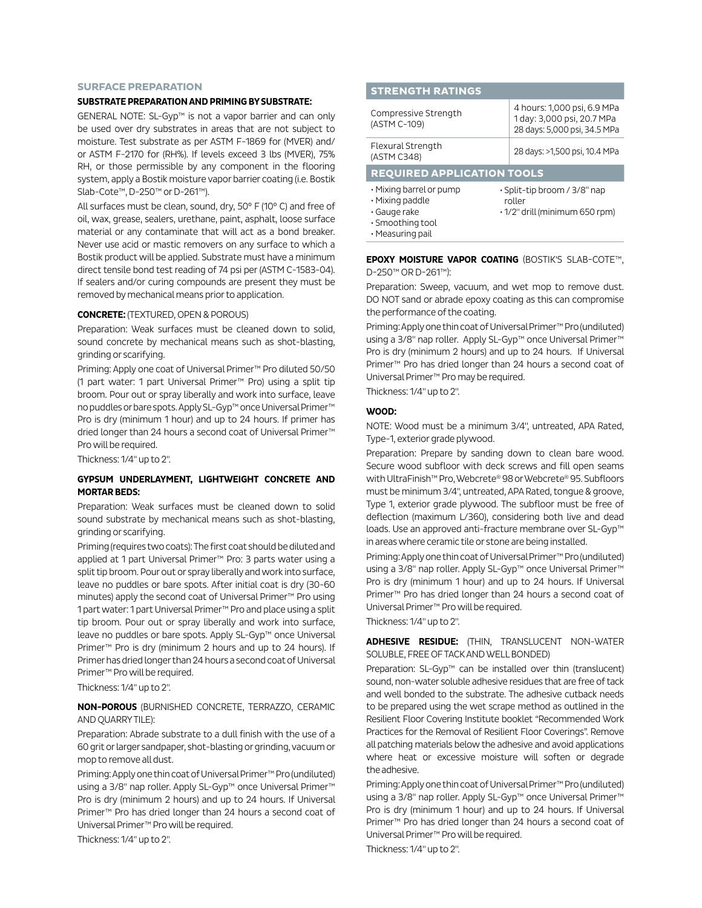## SURFACE PREPARATION

### SUBSTRATE PREPARATION AND PRIMING BY SUBSTRATE:

GENERAL NOTE: SL-Gyp™ is not a vapor barrier and can only be used over dry substrates in areas that are not subject to moisture. Test substrate as per ASTM F-1869 for (MVER) and/or ASTM F-2170 for (RH%). If levels exceed 3 lbs (MVER), 75% RH, or those permissible by any component in the flooring system, apply a Bostik moisture vapor barrier coating (i.e. Bostik Slab-Cote™, D-250™ or D-261™).

All surfaces must be clean, sound, dry, 50° F (10° C) and free of oil, wax, grease, sealers, urethane, paint, asphalt, loose surface material or any contaminate that will act as a bond breaker. Never use acid or mastic removers on any surface to which a Bostik product will be applied. Substrate must have a minimum direct tensile bond test reading of 74 psi per (ASTM C-1583-04). If sealers and/or curing compounds are present they must be removed by mechanical means prior to application.

**CONCRETE:** (TEXTURED, OPEN & POROUS)

Preparation: Weak surfaces must be cleaned down to solid, sound concrete by mechanical means such as shot-blasting, grinding or scarifying.

Priming: Apply one coat of Universal Primer™ Pro diluted 50/50 (1 part water: 1 part Universal Primer™ Pro) using a split tip broom. Pour out or spray liberally and work into surface, leave no puddles or bare spots. Apply SL-Gyp™ once Universal Primer™ Pro is dry (minimum 1 hour) and up to 24 hours. If primer has dried longer than 24 hours a second coat of Universal Primer™ Pro will be required.

Thickness: 1/4" up to 2".

**GYPSUM UNDERLAYMENT, LIGHTWEIGHT CONCRETE AND MORTAR BEDS:**

Preparation: Weak surfaces must be cleaned down to solid sound substrate by mechanical means such as shot-blasting, grinding or scarifying.

Priming (requires two coats): The first coat should be diluted and applied at 1 part Universal Primer™ Pro: 3 parts water using a split tip broom. Pour out or spray liberally and work into surface, leave no puddles or bare spots. After initial coat is dry (30-60 minutes) apply the second coat of Universal Primer™ Pro using 1 part water: 1 part Universal Primer™ Pro and place using a split tip broom. Pour out or spray liberally and work into surface, leave no puddles or bare spots. Apply SL-Gyp™ once Universal Primer™ Pro is dry (minimum 2 hours and up to 24 hours). If Primer has dried longer than 24 hours a second coat of Universal Primer™ Pro will be required.

Thickness: 1/4" up to 2".

**NON-POROUS** (BURNISHED CONCRETE, TERRAZZO, CERAMIC AND QUARRY TILE):

Preparation: Abrade substrate to a dull finish with the use of a 60 grit or larger sandpaper, shot-blasting or grinding, vacuum or mop to remove all dust.

Priming: Apply one thin coat of Universal Primer™ Pro (undiluted) using a 3/8" nap roller. Apply SL-Gyp™ once Universal Primer™ Pro is dry (minimum 2 hours) and up to 24 hours. If Universal Primer™ Pro has dried longer than 24 hours a second coat of Universal Primer™ Pro will be required.

Thickness: 1/4" up to 2".

## STRENGTH RATINGS

| | |
|---|---|
| Compressive Strength (ASTM C-109) | 4 hours: 1,000 psi, 6.9 MPa<br>1 day: 3,000 psi, 20.7 MPa<br>28 days: 5,000 psi, 34.5 MPa |
| Flexural Strength (ASTM C348) | 28 days: >1,500 psi, 10.4 MPa |

## REQUIRED APPLICATION TOOLS

- Mixing barrel or pump
- Mixing paddle
- Gauge rake
- Smoothing tool
- Measuring pail
- Split-tip broom / 3/8" nap roller
- 1/2" drill (minimum 650 rpm)

**EPOXY MOISTURE VAPOR COATING** (BOSTIK'S SLAB-COTE™, D-250™ OR D-261™):

Preparation: Sweep, vacuum, and wet mop to remove dust. DO NOT sand or abrade epoxy coating as this can compromise the performance of the coating.

Priming: Apply one thin coat of Universal Primer™ Pro (undiluted) using a 3/8" nap roller. Apply SL-Gyp™ once Universal Primer™ Pro is dry (minimum 2 hours) and up to 24 hours. If Universal Primer™ Pro has dried longer than 24 hours a second coat of Universal Primer™ Pro may be required.

Thickness: 1/4" up to 2".

**WOOD:**

NOTE: Wood must be a minimum 3/4", untreated, APA Rated, Type-1, exterior grade plywood.

Preparation: Prepare by sanding down to clean bare wood. Secure wood subfloor with deck screws and fill open seams with UltraFinish™ Pro, Webcrete® 98 or Webcrete® 95. Subfloors must be minimum 3/4", untreated, APA Rated, tongue & groove, Type 1, exterior grade plywood. The subfloor must be free of deflection (maximum L/360), considering both live and dead loads. Use an approved anti-fracture membrane over SL-Gyp™ in areas where ceramic tile or stone are being installed.

Priming: Apply one thin coat of Universal Primer™ Pro (undiluted) using a 3/8" nap roller. Apply SL-Gyp™ once Universal Primer™ Pro is dry (minimum 1 hour) and up to 24 hours. If Universal Primer™ Pro has dried longer than 24 hours a second coat of Universal Primer™ Pro will be required.

Thickness: 1/4" up to 2".

**ADHESIVE RESIDUE:** (THIN, TRANSLUCENT NON-WATER SOLUBLE, FREE OF TACK AND WELL BONDED)

Preparation: SL-Gyp™ can be installed over thin (translucent) sound, non-water soluble adhesive residues that are free of tack and well bonded to the substrate. The adhesive cutback needs to be prepared using the wet scrape method as outlined in the Resilient Floor Covering Institute booklet "Recommended Work Practices for the Removal of Resilient Floor Coverings". Remove all patching materials below the adhesive and avoid applications where heat or excessive moisture will soften or degrade the adhesive.

Priming: Apply one thin coat of Universal Primer™ Pro (undiluted) using a 3/8" nap roller. Apply SL-Gyp™ once Universal Primer™ Pro is dry (minimum 1 hour) and up to 24 hours. If Universal Primer™ Pro has dried longer than 24 hours a second coat of Universal Primer™ Pro will be required.

Thickness: 1/4" up to 2".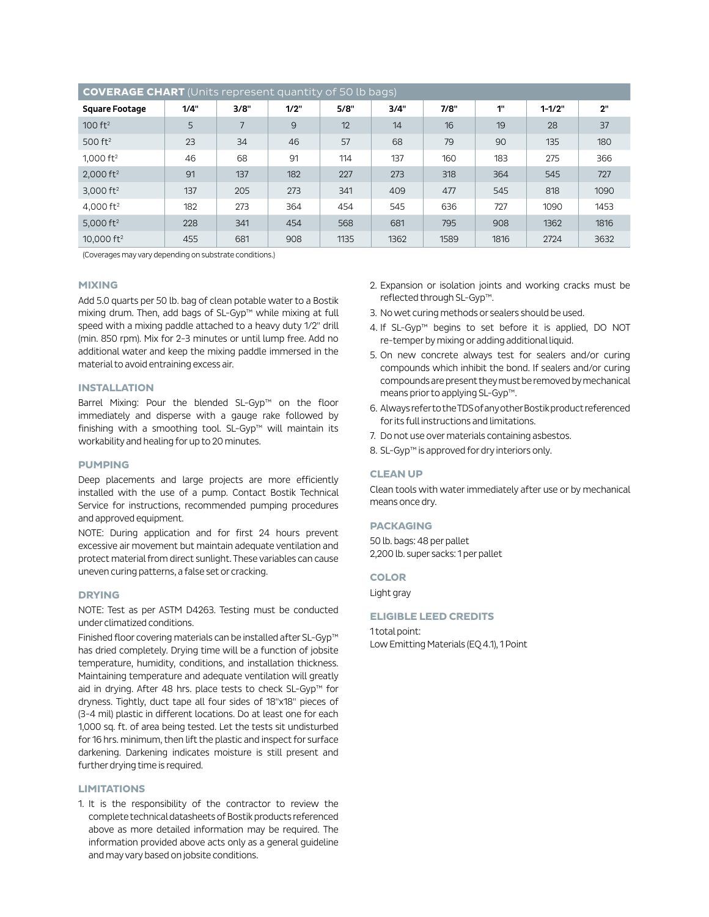**COVERAGE CHART** (Units represent quantity of 50 lb bags)

| Square Footage | 1/4" | 3/8" | 1/2" | 5/8" | 3/4" | 7/8" | 1" | 1-1/2" | 2" |
|---|---|---|---|---|---|---|---|---|---|
| 100 ft² | 5 | 7 | 9 | 12 | 14 | 16 | 19 | 28 | 37 |
| 500 ft² | 23 | 34 | 46 | 57 | 68 | 79 | 90 | 135 | 180 |
| 1,000 ft² | 46 | 68 | 91 | 114 | 137 | 160 | 183 | 275 | 366 |
| 2,000 ft² | 91 | 137 | 182 | 227 | 273 | 318 | 364 | 545 | 727 |
| 3,000 ft² | 137 | 205 | 273 | 341 | 409 | 477 | 545 | 818 | 1090 |
| 4,000 ft² | 182 | 273 | 364 | 454 | 545 | 636 | 727 | 1090 | 1453 |
| 5,000 ft² | 228 | 341 | 454 | 568 | 681 | 795 | 908 | 1362 | 1816 |
| 10,000 ft² | 455 | 681 | 908 | 1135 | 1362 | 1589 | 1816 | 2724 | 3632 |

(Coverages may vary depending on substrate conditions.)

## MIXING

Add 5.0 quarts per 50 lb. bag of clean potable water to a Bostik mixing drum. Then, add bags of SL-Gyp™ while mixing at full speed with a mixing paddle attached to a heavy duty 1/2" drill (min. 850 rpm). Mix for 2-3 minutes or until lump free. Add no additional water and keep the mixing paddle immersed in the material to avoid entraining excess air.

## INSTALLATION

Barrel Mixing: Pour the blended SL-Gyp™ on the floor immediately and disperse with a gauge rake followed by finishing with a smoothing tool. SL-Gyp™ will maintain its workability and healing for up to 20 minutes.

## PUMPING

Deep placements and large projects are more efficiently installed with the use of a pump. Contact Bostik Technical Service for instructions, recommended pumping procedures and approved equipment.

NOTE: During application and for first 24 hours prevent excessive air movement but maintain adequate ventilation and protect material from direct sunlight. These variables can cause uneven curing patterns, a false set or cracking.

## DRYING

NOTE: Test as per ASTM D4263. Testing must be conducted under climatized conditions.

Finished floor covering materials can be installed after SL-Gyp™ has dried completely. Drying time will be a function of jobsite temperature, humidity, conditions, and installation thickness. Maintaining temperature and adequate ventilation will greatly aid in drying. After 48 hrs. place tests to check SL-Gyp™ for dryness. Tightly, duct tape all four sides of 18"x18" pieces of (3-4 mil) plastic in different locations. Do at least one for each 1,000 sq. ft. of area being tested. Let the tests sit undisturbed for 16 hrs. minimum, then lift the plastic and inspect for surface darkening. Darkening indicates moisture is still present and further drying time is required.

## LIMITATIONS

1. It is the responsibility of the contractor to review the complete technical datasheets of Bostik products referenced above as more detailed information may be required. The information provided above acts only as a general guideline and may vary based on jobsite conditions.
2. Expansion or isolation joints and working cracks must be reflected through SL-Gyp™.
3. No wet curing methods or sealers should be used.
4. If SL-Gyp™ begins to set before it is applied, DO NOT re-temper by mixing or adding additional liquid.
5. On new concrete always test for sealers and/or curing compounds which inhibit the bond. If sealers and/or curing compounds are present they must be removed by mechanical means prior to applying SL-Gyp™.
6. Always refer to the TDS of any other Bostik product referenced for its full instructions and limitations.
7. Do not use over materials containing asbestos.
8. SL-Gyp™ is approved for dry interiors only.

## CLEAN UP

Clean tools with water immediately after use or by mechanical means once dry.

## PACKAGING

50 lb. bags: 48 per pallet
2,200 lb. super sacks: 1 per pallet

## COLOR

Light gray

## ELIGIBLE LEED CREDITS

1 total point:
Low Emitting Materials (EQ 4.1), 1 Point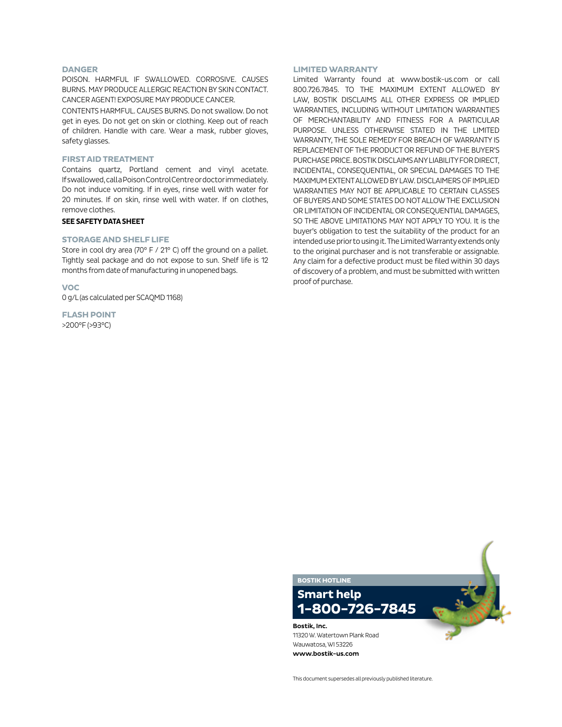## DANGER

POISON. HARMFUL IF SWALLOWED. CORROSIVE. CAUSES BURNS. MAY PRODUCE ALLERGIC REACTION BY SKIN CONTACT. CANCER AGENT! EXPOSURE MAY PRODUCE CANCER.

CONTENTS HARMFUL. CAUSES BURNS. Do not swallow. Do not get in eyes. Do not get on skin or clothing. Keep out of reach of children. Handle with care. Wear a mask, rubber gloves, safety glasses.

## FIRST AID TREATMENT

Contains quartz, Portland cement and vinyl acetate. If swallowed, call a Poison Control Centre or doctor immediately. Do not induce vomiting. If in eyes, rinse well with water for 20 minutes. If on skin, rinse well with water. If on clothes, remove clothes.

**SEE SAFETY DATA SHEET**

## STORAGE AND SHELF LIFE

Store in cool dry area (70° F / 21° C) off the ground on a pallet. Tightly seal package and do not expose to sun. Shelf life is 12 months from date of manufacturing in unopened bags.

## VOC

0 g/L (as calculated per SCAQMD 1168)

## FLASH POINT

>200°F (>93°C)

## LIMITED WARRANTY

Limited Warranty found at www.bostik-us.com or call 800.726.7845. TO THE MAXIMUM EXTENT ALLOWED BY LAW, BOSTIK DISCLAIMS ALL OTHER EXPRESS OR IMPLIED WARRANTIES, INCLUDING WITHOUT LIMITATION WARRANTIES OF MERCHANTABILITY AND FITNESS FOR A PARTICULAR PURPOSE. UNLESS OTHERWISE STATED IN THE LIMITED WARRANTY, THE SOLE REMEDY FOR BREACH OF WARRANTY IS REPLACEMENT OF THE PRODUCT OR REFUND OF THE BUYER'S PURCHASE PRICE. BOSTIK DISCLAIMS ANY LIABILITY FOR DIRECT, INCIDENTAL, CONSEQUENTIAL, OR SPECIAL DAMAGES TO THE MAXIMUM EXTENT ALLOWED BY LAW. DISCLAIMERS OF IMPLIED WARRANTIES MAY NOT BE APPLICABLE TO CERTAIN CLASSES OF BUYERS AND SOME STATES DO NOT ALLOW THE EXCLUSION OR LIMITATION OF INCIDENTAL OR CONSEQUENTIAL DAMAGES, SO THE ABOVE LIMITATIONS MAY NOT APPLY TO YOU. It is the buyer's obligation to test the suitability of the product for an intended use prior to using it. The Limited Warranty extends only to the original purchaser and is not transferable or assignable. Any claim for a defective product must be filed within 30 days of discovery of a problem, and must be submitted with written proof of purchase.

**BOSTIK HOTLINE**

**Smart help**
**1-800-726-7845**

**Bostik, Inc.**
11320 W. Watertown Plank Road
Wauwatosa, WI 53226
**www.bostik-us.com**

This document supersedes all previously published literature.